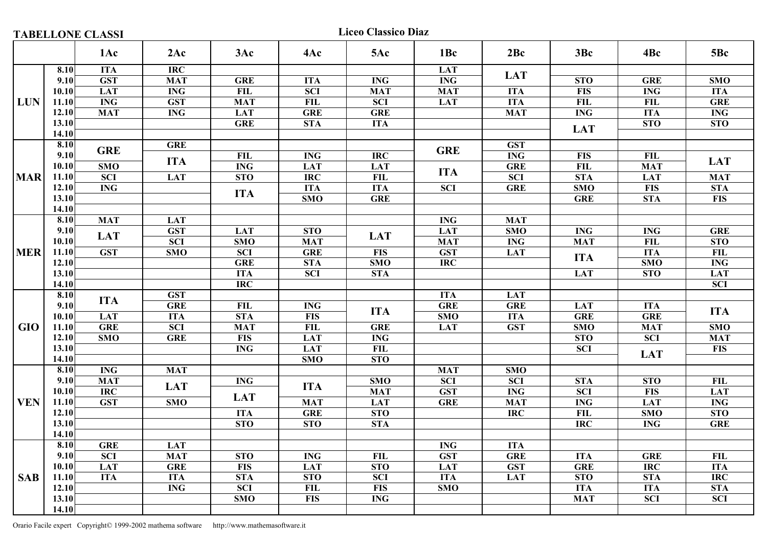**TABELLONE CLASSI**

**Liceo Classico Diaz**

| | | 1Ac | 2Ac | 3Ac | 4Ac | 5Ac | 1Bc | 2Bc | 3Bc | 4Bc | 5Bc |
|---|---|---|---|---|---|---|---|---|---|---|---|
| **LUN** | 8.10 | ITA | IRC | | | | LAT | LAT | | | |
| | 9.10 | GST | MAT | GRE | ITA | ING | ING | LAT | STO | GRE | SMO |
| | 10.10 | LAT | ING | FIL | SCI | MAT | MAT | ITA | FIS | ING | ITA |
| | 11.10 | ING | GST | MAT | FIL | SCI | LAT | ITA | FIL | FIL | GRE |
| | 12.10 | MAT | ING | LAT | GRE | GRE | | MAT | ING | ITA | ING |
| | 13.10 | | | GRE | STA | ITA | | | LAT | STO | STO |
| | 14.10 | | | | | | | | LAT | | |
| **MAR** | 8.10 | GRE | GRE | | | | GRE | GST | | | |
| | 9.10 | GRE | ITA | FIL | ING | IRC | GRE | ING | FIS | FIL | LAT |
| | 10.10 | SMO | ITA | ING | LAT | LAT | ITA | GRE | FIL | MAT | LAT |
| | 11.10 | SCI | LAT | STO | IRC | FIL | ITA | SCI | STA | LAT | MAT |
| | 12.10 | ING | | ITA | ITA | ITA | SCI | GRE | SMO | FIS | STA |
| | 13.10 | | | ITA | SMO | GRE | | | GRE | STA | FIS |
| | 14.10 | | | | | | | | | | |
| **MER** | 8.10 | MAT | LAT | | | | ING | MAT | | | |
| | 9.10 | LAT | GST | LAT | STO | LAT | LAT | SMO | ING | ING | GRE |
| | 10.10 | LAT | SCI | SMO | MAT | LAT | MAT | ING | MAT | FIL | STO |
| | 11.10 | GST | SMO | SCI | GRE | FIS | GST | LAT | ITA | ITA | FIL |
| | 12.10 | | | GRE | STA | SMO | IRC | | ITA | SMO | ING |
| | 13.10 | | | ITA | SCI | STA | | | LAT | STO | LAT |
| | 14.10 | | | IRC | | | | | | | SCI |
| **GIO** | 8.10 | ITA | GST | | | | ITA | LAT | | | |
| | 9.10 | ITA | GRE | FIL | ING | ITA | GRE | GRE | LAT | ITA | ITA |
| | 10.10 | LAT | ITA | STA | FIS | ITA | SMO | ITA | GRE | GRE | ITA |
| | 11.10 | GRE | SCI | MAT | FIL | GRE | LAT | GST | SMO | MAT | SMO |
| | 12.10 | SMO | GRE | FIS | LAT | ING | | | STO | SCI | MAT |
| | 13.10 | | | ING | LAT | FIL | | | SCI | LAT | FIS |
| | 14.10 | | | | SMO | STO | | | | LAT | |
| **VEN** | 8.10 | ING | MAT | | | | MAT | SMO | | | |
| | 9.10 | MAT | LAT | ING | ITA | SMO | SCI | SCI | STA | STO | FIL |
| | 10.10 | IRC | LAT | LAT | ITA | MAT | GST | ING | SCI | FIS | LAT |
| | 11.10 | GST | SMO | LAT | MAT | LAT | GRE | MAT | ING | LAT | ING |
| | 12.10 | | | ITA | GRE | STO | | IRC | FIL | SMO | STO |
| | 13.10 | | | STO | STO | STA | | | IRC | ING | GRE |
| | 14.10 | | | | | | | | | | |
| **SAB** | 8.10 | GRE | LAT | | | | ING | ITA | | | |
| | 9.10 | SCI | MAT | STO | ING | FIL | GST | GRE | ITA | GRE | FIL |
| | 10.10 | LAT | GRE | FIS | LAT | STO | LAT | GST | GRE | IRC | ITA |
| | 11.10 | ITA | ITA | STA | STO | SCI | ITA | LAT | STO | STA | IRC |
| | 12.10 | | ING | SCI | FIL | FIS | SMO | | ITA | ITA | STA |
| | 13.10 | | | SMO | FIS | ING | | | MAT | SCI | SCI |
| | 14.10 | | | | | | | | | | |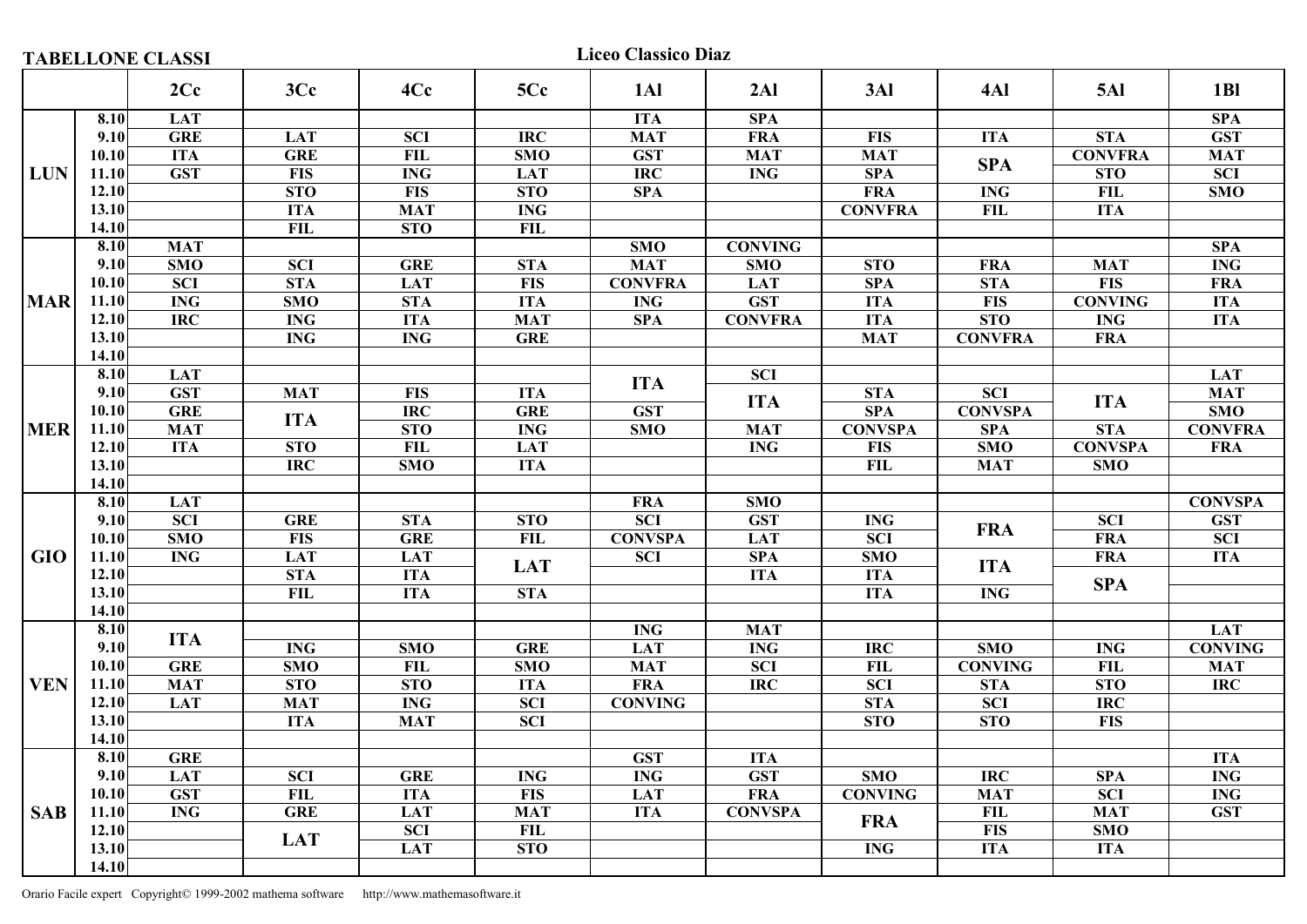**TABELLONE CLASSI** **Liceo Classico Diaz**

| | | 2Cc | 3Cc | 4Cc | 5Cc | 1Al | 2Al | 3Al | 4Al | 5Al | 1Bl |
|---|---|---|---|---|---|---|---|---|---|---|---|
| **LUN** | 8.10 | LAT | | | | ITA | SPA | | | | SPA |
| | 9.10 | GRE | LAT | SCI | IRC | MAT | FRA | FIS | ITA | STA | GST |
| | 10.10 | ITA | GRE | FIL | SMO | GST | MAT | MAT | SPA | CONVFRA | MAT |
| | 11.10 | GST | FIS | ING | LAT | IRC | ING | SPA | SPA | STO | SCI |
| | 12.10 | | STO | FIS | STO | SPA | | FRA | ING | FIL | SMO |
| | 13.10 | | ITA | MAT | ING | | | CONVFRA | FIL | ITA | |
| | 14.10 | | FIL | STO | FIL | | | | | | |
| **MAR** | 8.10 | MAT | | | | SMO | CONVING | | | | SPA |
| | 9.10 | SMO | SCI | GRE | STA | MAT | SMO | STO | FRA | MAT | ING |
| | 10.10 | SCI | STA | LAT | FIS | CONVFRA | LAT | SPA | STA | FIS | FRA |
| | 11.10 | ING | SMO | STA | ITA | ING | GST | ITA | FIS | CONVING | ITA |
| | 12.10 | IRC | ING | ITA | MAT | SPA | CONVFRA | ITA | STO | ING | ITA |
| | 13.10 | | ING | ING | GRE | | | MAT | CONVFRA | FRA | |
| | 14.10 | | | | | | | | | | |
| **MER** | 8.10 | LAT | | | | ITA | SCI | | | | LAT |
| | 9.10 | GST | MAT | FIS | ITA | ITA | ITA | STA | SCI | ITA | MAT |
| | 10.10 | GRE | ITA | IRC | GRE | GST | ITA | SPA | CONVSPA | ITA | SMO |
| | 11.10 | MAT | ITA | STO | ING | SMO | MAT | CONVSPA | SPA | STA | CONVFRA |
| | 12.10 | ITA | STO | FIL | LAT | | ING | FIS | SMO | CONVSPA | FRA |
| | 13.10 | | IRC | SMO | ITA | | | FIL | MAT | SMO | |
| | 14.10 | | | | | | | | | | |
| **GIO** | 8.10 | LAT | | | | FRA | SMO | | | | CONVSPA |
| | 9.10 | SCI | GRE | STA | STO | SCI | GST | ING | FRA | SCI | GST |
| | 10.10 | SMO | FIS | GRE | FIL | CONVSPA | LAT | SCI | FRA | FRA | SCI |
| | 11.10 | ING | LAT | LAT | LAT | SCI | SPA | SMO | ITA | FRA | ITA |
| | 12.10 | | STA | ITA | LAT | | ITA | ITA | ITA | SPA | |
| | 13.10 | | FIL | ITA | STA | | | ITA | ING | SPA | |
| | 14.10 | | | | | | | | | | |
| **VEN** | 8.10 | ITA | | | | ING | MAT | | | | LAT |
| | 9.10 | ITA | ING | SMO | GRE | LAT | ING | IRC | SMO | ING | CONVING |
| | 10.10 | GRE | SMO | FIL | SMO | MAT | SCI | FIL | CONVING | FIL | MAT |
| | 11.10 | MAT | STO | STO | ITA | FRA | IRC | SCI | STA | STO | IRC |
| | 12.10 | LAT | MAT | ING | SCI | CONVING | | STA | SCI | IRC | |
| | 13.10 | | ITA | MAT | SCI | | | STO | STO | FIS | |
| | 14.10 | | | | | | | | | | |
| **SAB** | 8.10 | GRE | | | | GST | ITA | | | | ITA |
| | 9.10 | LAT | SCI | GRE | ING | ING | GST | SMO | IRC | SPA | ING |
| | 10.10 | GST | FIL | ITA | FIS | LAT | FRA | CONVING | MAT | SCI | ING |
| | 11.10 | ING | GRE | LAT | MAT | ITA | CONVSPA | FRA | FIL | MAT | GST |
| | 12.10 | | LAT | SCI | FIL | | | FRA | FIS | SMO | |
| | 13.10 | | LAT | LAT | STO | | | ING | ITA | ITA | |
| | 14.10 | | | | | | | | | | |

Orario Facile expert Copyright© 1999-2002 mathema software http://www.mathemasoftware.it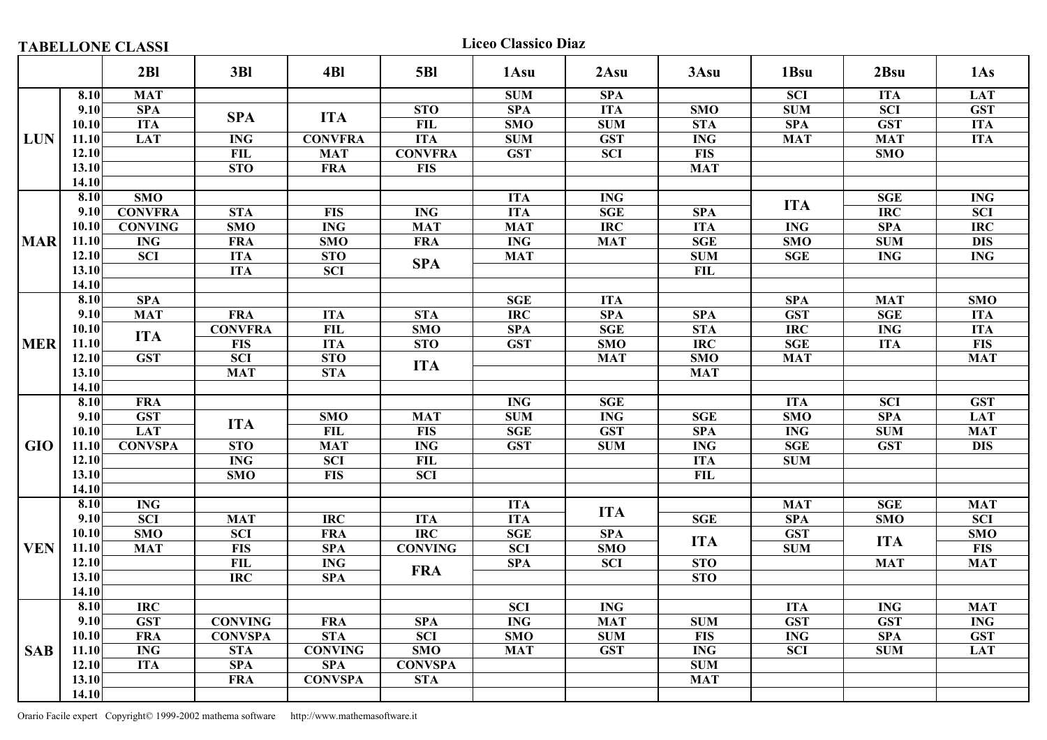**TABELLONE CLASSI**

**Liceo Classico Diaz**

| | | 2Bl | 3Bl | 4Bl | 5Bl | 1Asu | 2Asu | 3Asu | 1Bsu | 2Bsu | 1As |
|---|---|---|---|---|---|---|---|---|---|---|---|
| **LUN** | 8.10 | MAT | | | | SUM | SPA | | SCI | ITA | LAT |
| | 9.10 | SPA | SPA | ITA | STO | SPA | ITA | SMO | SUM | SCI | GST |
| | 10.10 | ITA | | | FIL | SMO | SUM | STA | SPA | GST | ITA |
| | 11.10 | LAT | ING | CONVFRA | ITA | SUM | GST | ING | MAT | MAT | ITA |
| | 12.10 | | FIL | MAT | CONVFRA | GST | SCI | FIS | | SMO | |
| | 13.10 | | STO | FRA | FIS | | | MAT | | | |
| | 14.10 | | | | | | | | | | |
| **MAR** | 8.10 | SMO | | | | ITA | ING | | ITA | SGE | ING |
| | 9.10 | CONVFRA | STA | FIS | ING | ITA | SGE | SPA | | IRC | SCI |
| | 10.10 | CONVING | SMO | ING | MAT | MAT | IRC | ITA | ING | SPA | IRC |
| | 11.10 | ING | FRA | SMO | FRA | ING | MAT | SGE | SMO | SUM | DIS |
| | 12.10 | SCI | ITA | STO | SPA | MAT | | SUM | SGE | ING | ING |
| | 13.10 | | ITA | SCI | | | | FIL | | | |
| | 14.10 | | | | | | | | | | |
| **MER** | 8.10 | SPA | | | | SGE | ITA | | SPA | MAT | SMO |
| | 9.10 | MAT | FRA | ITA | STA | IRC | SPA | SPA | GST | SGE | ITA |
| | 10.10 | ITA | CONVFRA | FIL | SMO | SPA | SGE | STA | IRC | ING | ITA |
| | 11.10 | | FIS | ITA | STO | GST | SMO | IRC | SGE | ITA | FIS |
| | 12.10 | GST | SCI | STO | ITA | | MAT | SMO | MAT | | MAT |
| | 13.10 | | MAT | STA | | | | MAT | | | |
| | 14.10 | | | | | | | | | | |
| **GIO** | 8.10 | FRA | | | | ING | SGE | | ITA | SCI | GST |
| | 9.10 | GST | ITA | SMO | MAT | SUM | ING | SGE | SMO | SPA | LAT |
| | 10.10 | LAT | | FIL | FIS | SGE | GST | SPA | ING | SUM | MAT |
| | 11.10 | CONVSPA | STO | MAT | ING | GST | SUM | ING | SGE | GST | DIS |
| | 12.10 | | ING | SCI | FIL | | | ITA | SUM | | |
| | 13.10 | | SMO | FIS | SCI | | | FIL | | | |
| | 14.10 | | | | | | | | | | |
| **VEN** | 8.10 | ING | | | | ITA | ITA | | MAT | SGE | MAT |
| | 9.10 | SCI | MAT | IRC | ITA | ITA | | SGE | SPA | SMO | SCI |
| | 10.10 | SMO | SCI | FRA | IRC | SGE | SPA | ITA | GST | ITA | SMO |
| | 11.10 | MAT | FIS | SPA | CONVING | SCI | SMO | | SUM | | FIS |
| | 12.10 | | FIL | ING | FRA | SPA | SCI | STO | | MAT | MAT |
| | 13.10 | | IRC | SPA | | | | STO | | | |
| | 14.10 | | | | | | | | | | |
| **SAB** | 8.10 | IRC | | | | SCI | ING | | ITA | ING | MAT |
| | 9.10 | GST | CONVING | FRA | SPA | ING | MAT | SUM | GST | GST | ING |
| | 10.10 | FRA | CONVSPA | STA | SCI | SMO | SUM | FIS | ING | SPA | GST |
| | 11.10 | ING | STA | CONVING | SMO | MAT | GST | ING | SCI | SUM | LAT |
| | 12.10 | ITA | SPA | SPA | CONVSPA | | | SUM | | | |
| | 13.10 | | FRA | CONVSPA | STA | | | MAT | | | |
| | 14.10 | | | | | | | | | | |

Orario Facile expert Copyright© 1999-2002 mathema software http://www.mathemasoftware.it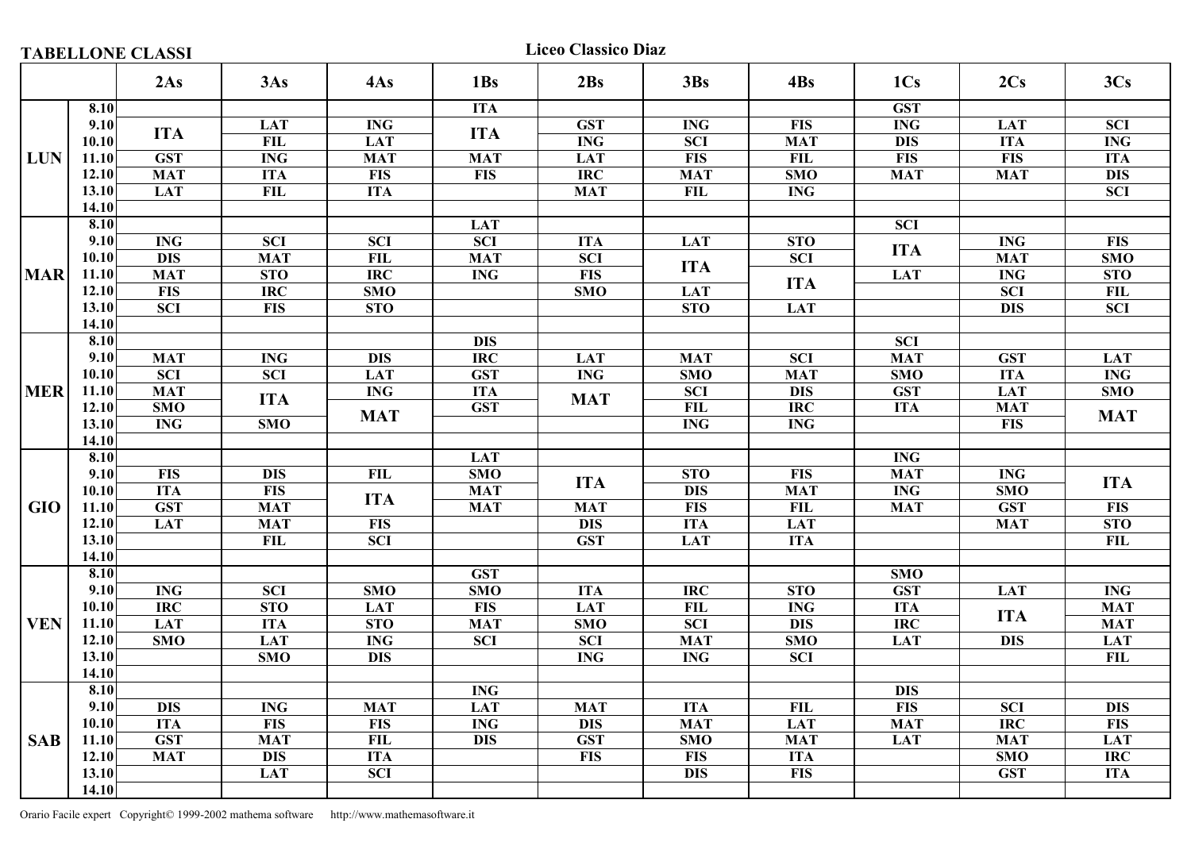**TABELLONE CLASSI**

**Liceo Classico Diaz**

| | | 2As | 3As | 4As | 1Bs | 2Bs | 3Bs | 4Bs | 1Cs | 2Cs | 3Cs |
|---|---|---|---|---|---|---|---|---|---|---|---|
| **LUN** | 8.10 | | | | ITA | | | | GST | | |
| | 9.10 | ITA | LAT | ING | ITA | GST | ING | FIS | ING | LAT | SCI |
| | 10.10 | ITA | FIL | LAT | ITA | ING | SCI | MAT | DIS | ITA | ING |
| | 11.10 | GST | ING | MAT | MAT | LAT | FIS | FIL | FIS | FIS | ITA |
| | 12.10 | MAT | ITA | FIS | FIS | IRC | MAT | SMO | MAT | MAT | DIS |
| | 13.10 | LAT | FIL | ITA | | MAT | FIL | ING | | | SCI |
| | 14.10 | | | | | | | | | | |
| **MAR** | 8.10 | | | | LAT | | | | SCI | | |
| | 9.10 | ING | SCI | SCI | SCI | ITA | LAT | STO | ITA | ING | FIS |
| | 10.10 | DIS | MAT | FIL | MAT | SCI | ITA | SCI | ITA | MAT | SMO |
| | 11.10 | MAT | STO | IRC | ING | FIS | ITA | ITA | LAT | ING | STO |
| | 12.10 | FIS | IRC | SMO | | SMO | LAT | ITA | | SCI | FIL |
| | 13.10 | SCI | FIS | STO | | | STO | LAT | | DIS | SCI |
| | 14.10 | | | | | | | | | | |
| **MER** | 8.10 | | | | DIS | | | | SCI | | |
| | 9.10 | MAT | ING | DIS | IRC | LAT | MAT | SCI | MAT | GST | LAT |
| | 10.10 | SCI | SCI | LAT | GST | ING | SMO | MAT | SMO | ITA | ING |
| | 11.10 | MAT | ITA | ING | ITA | MAT | SCI | DIS | GST | LAT | SMO |
| | 12.10 | SMO | ITA | MAT | GST | MAT | FIL | IRC | ITA | MAT | MAT |
| | 13.10 | ING | SMO | MAT | | | ING | ING | | FIS | MAT |
| | 14.10 | | | | | | | | | | |
| **GIO** | 8.10 | | | | LAT | | | | ING | | |
| | 9.10 | FIS | DIS | FIL | SMO | ITA | STO | FIS | MAT | ING | ITA |
| | 10.10 | ITA | FIS | ITA | MAT | ITA | DIS | MAT | ING | SMO | ITA |
| | 11.10 | GST | MAT | ITA | MAT | MAT | FIS | FIL | MAT | GST | FIS |
| | 12.10 | LAT | MAT | FIS | | DIS | ITA | LAT | | MAT | STO |
| | 13.10 | | FIL | SCI | | GST | LAT | ITA | | | FIL |
| | 14.10 | | | | | | | | | | |
| **VEN** | 8.10 | | | | GST | | | | SMO | | |
| | 9.10 | ING | SCI | SMO | SMO | ITA | IRC | STO | GST | LAT | ING |
| | 10.10 | IRC | STO | LAT | FIS | LAT | FIL | ING | ITA | ITA | MAT |
| | 11.10 | LAT | ITA | STO | MAT | SMO | SCI | DIS | IRC | ITA | MAT |
| | 12.10 | SMO | LAT | ING | SCI | SCI | MAT | SMO | LAT | DIS | LAT |
| | 13.10 | | SMO | DIS | | ING | ING | SCI | | | FIL |
| | 14.10 | | | | | | | | | | |
| **SAB** | 8.10 | | | | ING | | | | DIS | | |
| | 9.10 | DIS | ING | MAT | LAT | MAT | ITA | FIL | FIS | SCI | DIS |
| | 10.10 | ITA | FIS | FIS | ING | DIS | MAT | LAT | MAT | IRC | FIS |
| | 11.10 | GST | MAT | FIL | DIS | GST | SMO | MAT | LAT | MAT | LAT |
| | 12.10 | MAT | DIS | ITA | | FIS | FIS | ITA | | SMO | IRC |
| | 13.10 | | LAT | SCI | | | DIS | FIS | | GST | ITA |
| | 14.10 | | | | | | | | | | |

Orario Facile expert Copyright© 1999-2002 mathema software http://www.mathemasoftware.it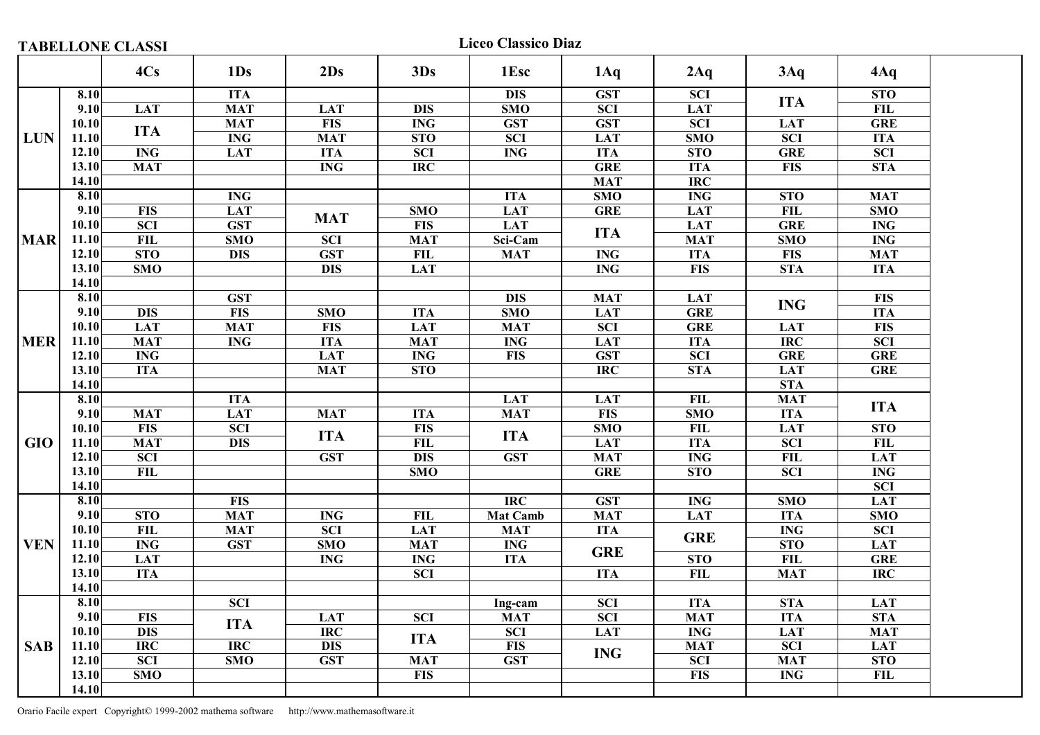**TABELLONE CLASSI** **Liceo Classico Diaz**

| | | 4Cs | 1Ds | 2Ds | 3Ds | 1Esc | 1Aq | 2Aq | 3Aq | 4Aq | |
|---|---|---|---|---|---|---|---|---|---|---|---|
| LUN | 8.10 | | ITA | | | DIS | GST | SCI | ITA | STO | |
| | 9.10 | LAT | MAT | LAT | DIS | SMO | SCI | LAT | | FIL | |
| | 10.10 | ITA | MAT | FIS | ING | GST | GST | SCI | LAT | GRE | |
| | 11.10 | | ING | MAT | STO | SCI | LAT | SMO | SCI | ITA | |
| | 12.10 | ING | LAT | ITA | SCI | ING | ITA | STO | GRE | SCI | |
| | 13.10 | MAT | | ING | IRC | | GRE | ITA | FIS | STA | |
| | 14.10 | | | | | | MAT | IRC | | | |
| MAR | 8.10 | | ING | | | ITA | SMO | ING | STO | MAT | |
| | 9.10 | FIS | LAT | MAT | SMO | LAT | GRE | LAT | FIL | SMO | |
| | 10.10 | SCI | GST | | FIS | LAT | ITA | LAT | GRE | ING | |
| | 11.10 | FIL | SMO | SCI | MAT | Sci-Cam | | MAT | SMO | ING | |
| | 12.10 | STO | DIS | GST | FIL | MAT | ING | ITA | FIS | MAT | |
| | 13.10 | SMO | | DIS | LAT | | ING | FIS | STA | ITA | |
| | 14.10 | | | | | | | | | | |
| MER | 8.10 | | GST | | | DIS | MAT | LAT | ING | FIS | |
| | 9.10 | DIS | FIS | SMO | ITA | SMO | LAT | GRE | | ITA | |
| | 10.10 | LAT | MAT | FIS | LAT | MAT | SCI | GRE | LAT | FIS | |
| | 11.10 | MAT | ING | ITA | MAT | ING | LAT | ITA | IRC | SCI | |
| | 12.10 | ING | | LAT | ING | FIS | GST | SCI | GRE | GRE | |
| | 13.10 | ITA | | MAT | STO | | IRC | STA | LAT | GRE | |
| | 14.10 | | | | | | | | STA | | |
| GIO | 8.10 | | ITA | | | LAT | LAT | FIL | MAT | ITA | |
| | 9.10 | MAT | LAT | MAT | ITA | MAT | FIS | SMO | ITA | | |
| | 10.10 | FIS | SCI | ITA | FIS | ITA | SMO | FIL | LAT | STO | |
| | 11.10 | MAT | DIS | | FIL | | LAT | ITA | SCI | FIL | |
| | 12.10 | SCI | | GST | DIS | GST | MAT | ING | FIL | LAT | |
| | 13.10 | FIL | | | SMO | | GRE | STO | SCI | ING | |
| | 14.10 | | | | | | | | | SCI | |
| VEN | 8.10 | | FIS | | | IRC | GST | ING | SMO | LAT | |
| | 9.10 | STO | MAT | ING | FIL | Mat Camb | MAT | LAT | ITA | SMO | |
| | 10.10 | FIL | MAT | SCI | LAT | MAT | ITA | GRE | ING | SCI | |
| | 11.10 | ING | GST | SMO | MAT | ING | GRE | | STO | LAT | |
| | 12.10 | LAT | | ING | ING | ITA | | STO | FIL | GRE | |
| | 13.10 | ITA | | | SCI | | ITA | FIL | MAT | IRC | |
| | 14.10 | | | | | | | | | | |
| SAB | 8.10 | | SCI | | | Ing-cam | SCI | ITA | STA | LAT | |
| | 9.10 | FIS | ITA | LAT | SCI | MAT | SCI | MAT | ITA | STA | |
| | 10.10 | DIS | | IRC | ITA | SCI | LAT | ING | LAT | MAT | |
| | 11.10 | IRC | IRC | DIS | | FIS | ING | MAT | SCI | LAT | |
| | 12.10 | SCI | SMO | GST | MAT | GST | | SCI | MAT | STO | |
| | 13.10 | SMO | | | FIS | | | FIS | ING | FIL | |
| | 14.10 | | | | | | | | | | |

Orario Facile expert Copyright© 1999-2002 mathema software http://www.mathemasoftware.it